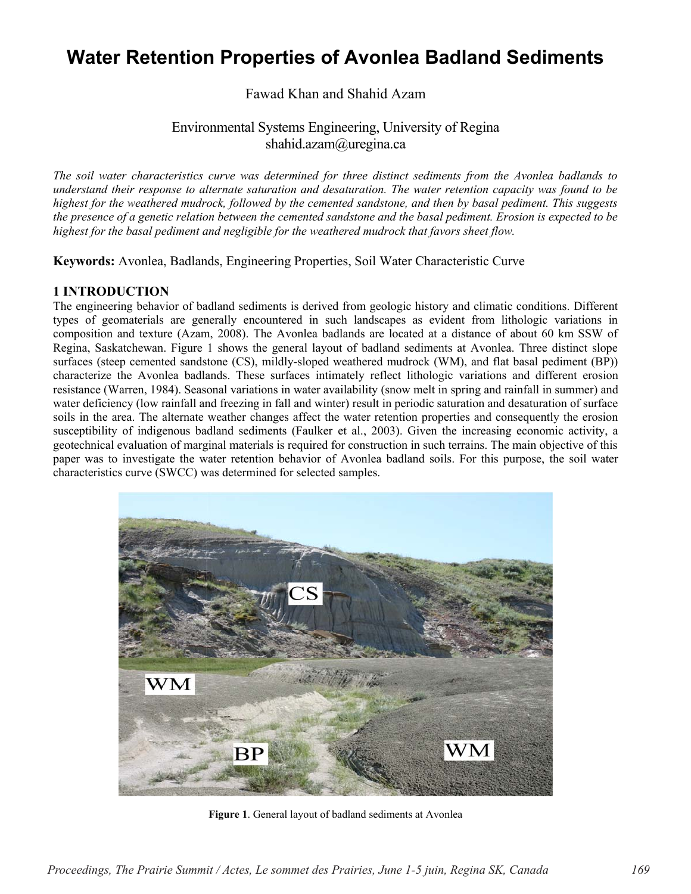# Water Retention Properties of Avonlea Badland Sediments

Fawad Khan and Shahid Azam

Environmental Systems Engineering, University of Regina
shahid.azam@uregina.ca

*The soil water characteristics curve was determined for three distinct sediments from the Avonlea badlands to understand their response to alternate saturation and desaturation. The water retention capacity was found to be highest for the weathered mudrock, followed by the cemented sandstone, and then by basal pediment. This suggests the presence of a genetic relation between the cemented sandstone and the basal pediment. Erosion is expected to be highest for the basal pediment and negligible for the weathered mudrock that favors sheet flow.*

**Keywords:** Avonlea, Badlands, Engineering Properties, Soil Water Characteristic Curve

## 1 INTRODUCTION

The engineering behavior of badland sediments is derived from geologic history and climatic conditions. Different types of geomaterials are generally encountered in such landscapes as evident from lithologic variations in composition and texture (Azam, 2008). The Avonlea badlands are located at a distance of about 60 km SSW of Regina, Saskatchewan. Figure 1 shows the general layout of badland sediments at Avonlea. Three distinct slope surfaces (steep cemented sandstone (CS), mildly-sloped weathered mudrock (WM), and flat basal pediment (BP)) characterize the Avonlea badlands. These surfaces intimately reflect lithologic variations and different erosion resistance (Warren, 1984). Seasonal variations in water availability (snow melt in spring and rainfall in summer) and water deficiency (low rainfall and freezing in fall and winter) result in periodic saturation and desaturation of surface soils in the area. The alternate weather changes affect the water retention properties and consequently the erosion susceptibility of indigenous badland sediments (Faulker et al., 2003). Given the increasing economic activity, a geotechnical evaluation of marginal materials is required for construction in such terrains. The main objective of this paper was to investigate the water retention behavior of Avonlea badland soils. For this purpose, the soil water characteristics curve (SWCC) was determined for selected samples.

**Figure 1**. General layout of badland sediments at Avonlea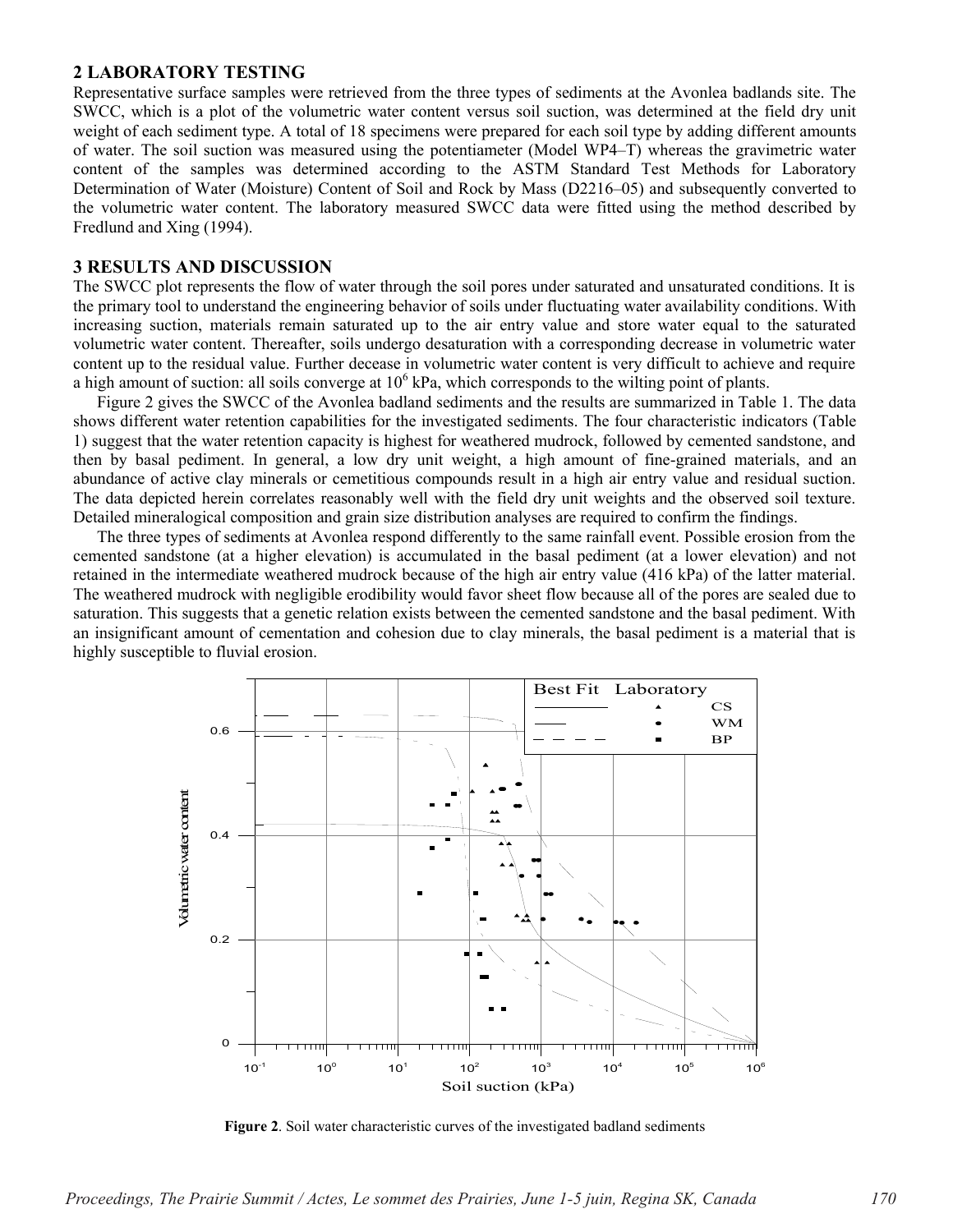## 2 LABORATORY TESTING

Representative surface samples were retrieved from the three types of sediments at the Avonlea badlands site. The SWCC, which is a plot of the volumetric water content versus soil suction, was determined at the field dry unit weight of each sediment type. A total of 18 specimens were prepared for each soil type by adding different amounts of water. The soil suction was measured using the potentiameter (Model WP4–T) whereas the gravimetric water content of the samples was determined according to the ASTM Standard Test Methods for Laboratory Determination of Water (Moisture) Content of Soil and Rock by Mass (D2216–05) and subsequently converted to the volumetric water content. The laboratory measured SWCC data were fitted using the method described by Fredlund and Xing (1994).

## 3 RESULTS AND DISCUSSION

The SWCC plot represents the flow of water through the soil pores under saturated and unsaturated conditions. It is the primary tool to understand the engineering behavior of soils under fluctuating water availability conditions. With increasing suction, materials remain saturated up to the air entry value and store water equal to the saturated volumetric water content. Thereafter, soils undergo desaturation with a corresponding decrease in volumetric water content up to the residual value. Further decease in volumetric water content is very difficult to achieve and require a high amount of suction: all soils converge at $10^6$ kPa, which corresponds to the wilting point of plants.

Figure 2 gives the SWCC of the Avonlea badland sediments and the results are summarized in Table 1. The data shows different water retention capabilities for the investigated sediments. The four characteristic indicators (Table 1) suggest that the water retention capacity is highest for weathered mudrock, followed by cemented sandstone, and then by basal pediment. In general, a low dry unit weight, a high amount of fine-grained materials, and an abundance of active clay minerals or cemetitious compounds result in a high air entry value and residual suction. The data depicted herein correlates reasonably well with the field dry unit weights and the observed soil texture. Detailed mineralogical composition and grain size distribution analyses are required to confirm the findings.

The three types of sediments at Avonlea respond differently to the same rainfall event. Possible erosion from the cemented sandstone (at a higher elevation) is accumulated in the basal pediment (at a lower elevation) and not retained in the intermediate weathered mudrock because of the high air entry value (416 kPa) of the latter material. The weathered mudrock with negligible erodibility would favor sheet flow because all of the pores are sealed due to saturation. This suggests that a genetic relation exists between the cemented sandstone and the basal pediment. With an insignificant amount of cementation and cohesion due to clay minerals, the basal pediment is a material that is highly susceptible to fluvial erosion.

**Figure 2**. Soil water characteristic curves of the investigated badland sediments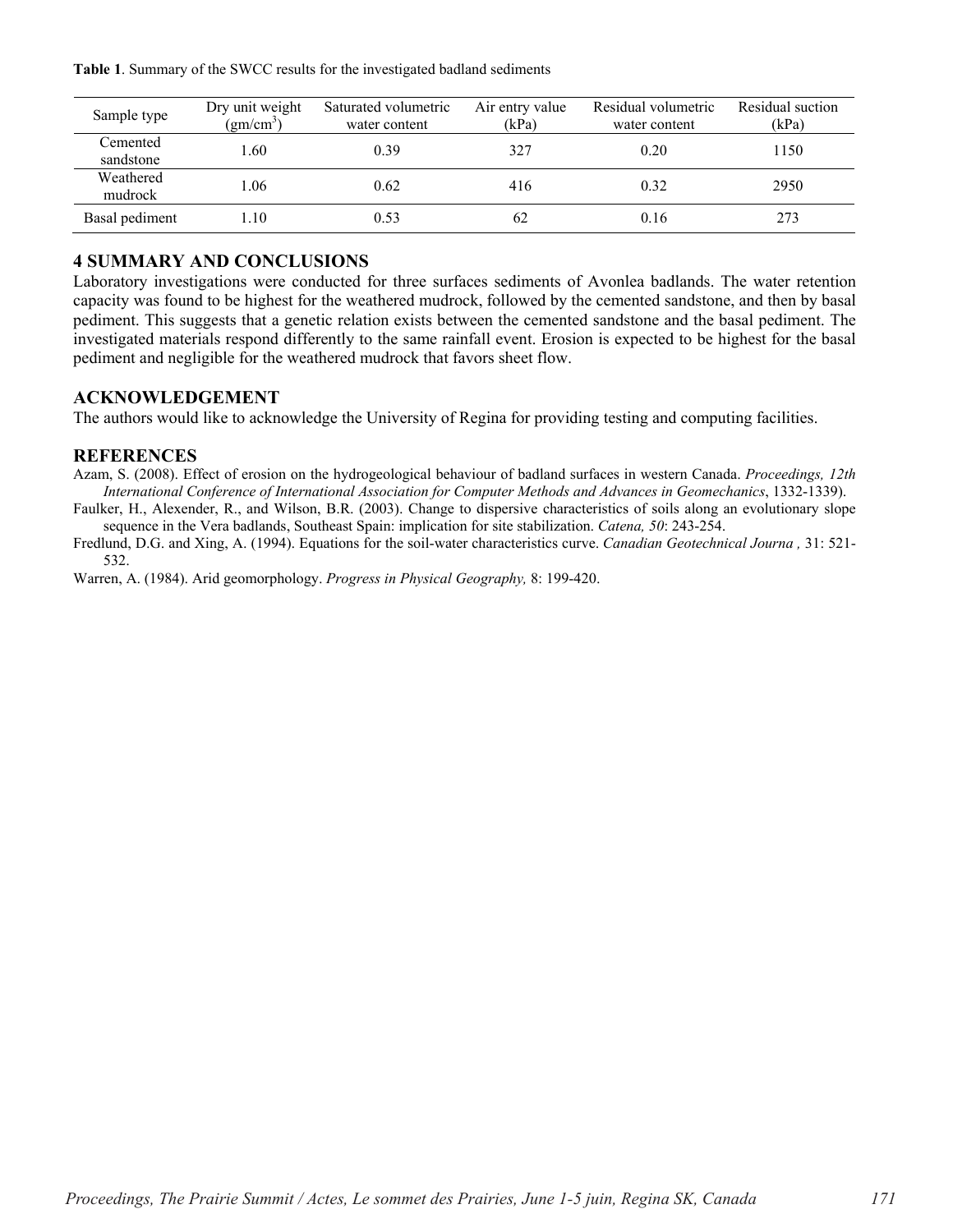**Table 1**. Summary of the SWCC results for the investigated badland sediments

| Sample type | Dry unit weight ($gm/cm^3$) | Saturated volumetric water content | Air entry value (kPa) | Residual volumetric water content | Residual suction (kPa) |
|---|---|---|---|---|---|
| Cemented sandstone | 1.60 | 0.39 | 327 | 0.20 | 1150 |
| Weathered mudrock | 1.06 | 0.62 | 416 | 0.32 | 2950 |
| Basal pediment | 1.10 | 0.53 | 62 | 0.16 | 273 |

## 4 SUMMARY AND CONCLUSIONS

Laboratory investigations were conducted for three surfaces sediments of Avonlea badlands. The water retention capacity was found to be highest for the weathered mudrock, followed by the cemented sandstone, and then by basal pediment. This suggests that a genetic relation exists between the cemented sandstone and the basal pediment. The investigated materials respond differently to the same rainfall event. Erosion is expected to be highest for the basal pediment and negligible for the weathered mudrock that favors sheet flow.

## ACKNOWLEDGEMENT

The authors would like to acknowledge the University of Regina for providing testing and computing facilities.

## REFERENCES

Azam, S. (2008). Effect of erosion on the hydrogeological behaviour of badland surfaces in western Canada. *Proceedings, 12th International Conference of International Association for Computer Methods and Advances in Geomechanics*, 1332-1339).

Faulker, H., Alexender, R., and Wilson, B.R. (2003). Change to dispersive characteristics of soils along an evolutionary slope sequence in the Vera badlands, Southeast Spain: implication for site stabilization. *Catena, 50*: 243-254.

Fredlund, D.G. and Xing, A. (1994). Equations for the soil-water characteristics curve. *Canadian Geotechnical Journa ,* 31: 521-532.

Warren, A. (1984). Arid geomorphology. *Progress in Physical Geography,* 8: 199-420.